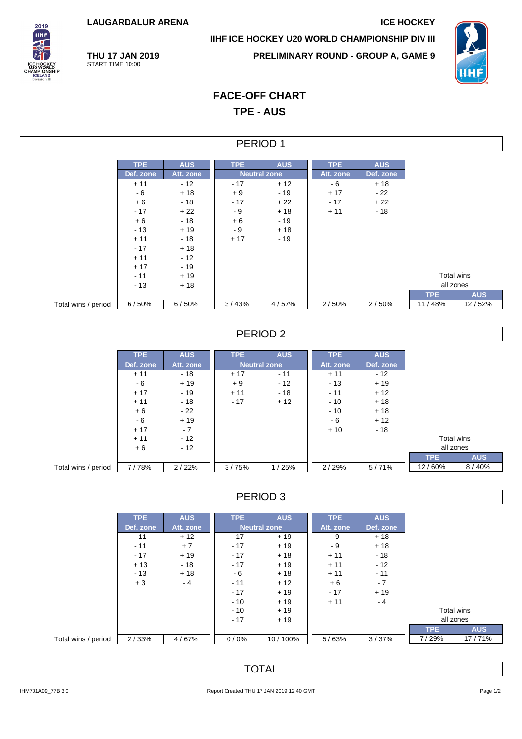LAUGARDALUR ARENA

ICE HOCKEY

IIHF ICE HOCKEY U20 WORLD CHAMPIONSHIP DIV III

**THU 17 JAN 2019**
START TIME 10:00

PRELIMINARY ROUND - GROUP A, GAME 9

# FACE-OFF CHART
# TPE - AUS

## PERIOD 1

| | TPE | AUS | TPE | AUS | TPE | AUS | Total wins all zones | |
|---|---|---|---|---|---|---|---|---|
| | Def. zone | Att. zone | Neutral zone | | Att. zone | Def. zone | TPE | AUS |
| | + 11 | - 12 | - 17 | + 12 | - 6 | + 18 | | |
| | - 6 | + 18 | + 9 | - 19 | + 17 | - 22 | | |
| | + 6 | - 18 | - 17 | + 22 | - 17 | + 22 | | |
| | - 17 | + 22 | - 9 | + 18 | + 11 | - 18 | | |
| | + 6 | - 18 | + 6 | - 19 | | | | |
| | - 13 | + 19 | - 9 | + 18 | | | | |
| | + 11 | - 18 | + 17 | - 19 | | | | |
| | - 17 | + 18 | | | | | | |
| | + 11 | - 12 | | | | | | |
| | + 17 | - 19 | | | | | | |
| | - 11 | + 19 | | | | | | |
| | - 13 | + 18 | | | | | | |
| Total wins / period | 6 / 50% | 6 / 50% | 3 / 43% | 4 / 57% | 2 / 50% | 2 / 50% | 11 / 48% | 12 / 52% |

## PERIOD 2

| | TPE | AUS | TPE | AUS | TPE | AUS | Total wins all zones | |
|---|---|---|---|---|---|---|---|---|
| | Def. zone | Att. zone | Neutral zone | | Att. zone | Def. zone | TPE | AUS |
| | + 11 | - 18 | + 17 | - 11 | + 11 | - 12 | | |
| | - 6 | + 19 | + 9 | - 12 | - 13 | + 19 | | |
| | + 17 | - 19 | + 11 | - 18 | - 11 | + 12 | | |
| | + 11 | - 18 | - 17 | + 12 | - 10 | + 18 | | |
| | + 6 | - 22 | | | - 10 | + 18 | | |
| | - 6 | + 19 | | | - 6 | + 12 | | |
| | + 17 | - 7 | | | + 10 | - 18 | | |
| | + 11 | - 12 | | | | | | |
| | + 6 | - 12 | | | | | | |
| Total wins / period | 7 / 78% | 2 / 22% | 3 / 75% | 1 / 25% | 2 / 29% | 5 / 71% | 12 / 60% | 8 / 40% |

## PERIOD 3

| | TPE | AUS | TPE | AUS | TPE | AUS | Total wins all zones | |
|---|---|---|---|---|---|---|---|---|
| | Def. zone | Att. zone | Neutral zone | | Att. zone | Def. zone | TPE | AUS |
| | - 11 | + 12 | - 17 | + 19 | - 9 | + 18 | | |
| | - 11 | + 7 | - 17 | + 19 | - 9 | + 18 | | |
| | - 17 | + 19 | - 17 | + 18 | + 11 | - 18 | | |
| | + 13 | - 18 | - 17 | + 19 | + 11 | - 12 | | |
| | - 13 | + 18 | - 6 | + 18 | + 11 | - 11 | | |
| | + 3 | - 4 | - 11 | + 12 | + 6 | - 7 | | |
| | | | - 17 | + 19 | - 17 | + 19 | | |
| | | | - 10 | + 19 | + 11 | - 4 | | |
| | | | - 10 | + 19 | | | | |
| | | | - 17 | + 19 | | | | |
| Total wins / period | 2 / 33% | 4 / 67% | 0 / 0% | 10 / 100% | 5 / 63% | 3 / 37% | 7 / 29% | 17 / 71% |

## TOTAL

IHM701A09_77B 3.0 Report Created THU 17 JAN 2019 12:40 GMT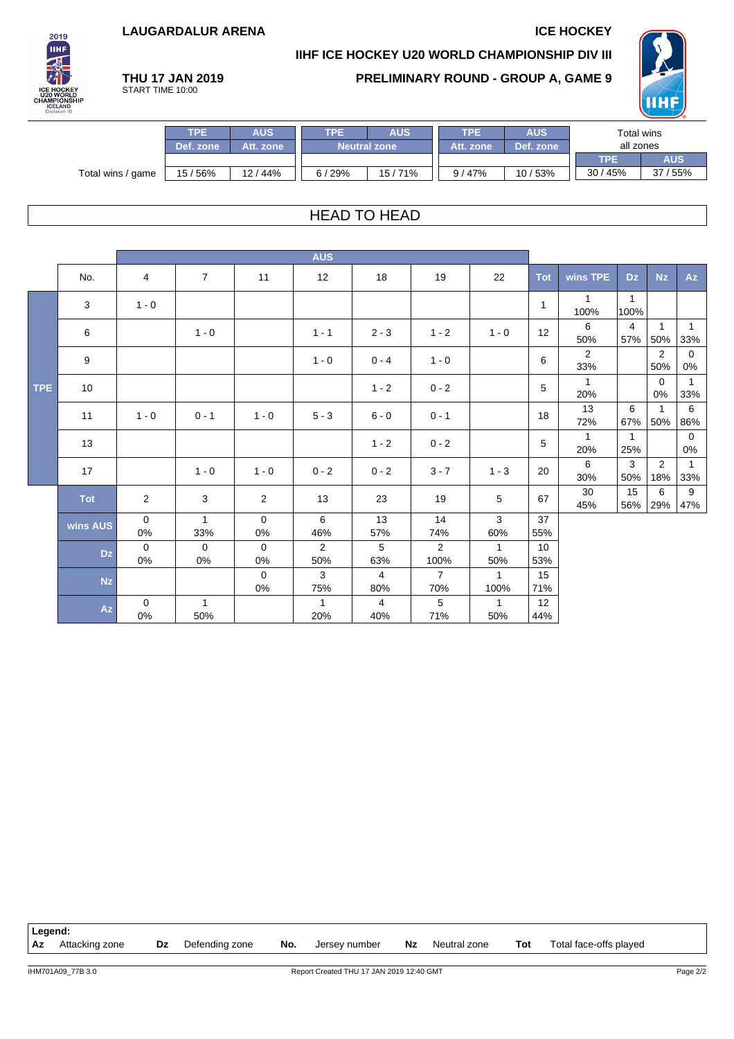**LAUGARDALUR ARENA** | **ICE HOCKEY**

**IIHF ICE HOCKEY U20 WORLD CHAMPIONSHIP DIV III**

**THU 17 JAN 2019**
START TIME 10:00

**PRELIMINARY ROUND - GROUP A, GAME 9**

| | TPE Def. zone | AUS Att. zone | TPE Neutral zone | AUS Neutral zone | TPE Att. zone | AUS Def. zone | Total wins all zones TPE | Total wins all zones AUS |
|---|---|---|---|---|---|---|---|---|
| Total wins / game | 15 / 56% | 12 / 44% | 6 / 29% | 15 / 71% | 9 / 47% | 10 / 53% | 30 / 45% | 37 / 55% |

# HEAD TO HEAD

| | | AUS | | | | | | | | | | | |
|---|---|---|---|---|---|---|---|---|---|---|---|---|---|
| | No. | 4 | 7 | 11 | 12 | 18 | 19 | 22 | Tot | wins TPE | Dz | Nz | Az |
| TPE | 3 | 1 - 0 | | | | | | | 1 | 1 100% | 1 100% | | |
| TPE | 6 | | 1 - 0 | | 1 - 1 | 2 - 3 | 1 - 2 | 1 - 0 | 12 | 6 50% | 4 57% | 1 50% | 1 33% |
| TPE | 9 | | | | 1 - 0 | 0 - 4 | 1 - 0 | | 6 | 2 33% | | 2 50% | 0 0% |
| TPE | 10 | | | | | 1 - 2 | 0 - 2 | | 5 | 1 20% | | 0 0% | 1 33% |
| TPE | 11 | 1 - 0 | 0 - 1 | 1 - 0 | 5 - 3 | 6 - 0 | 0 - 1 | | 18 | 13 72% | 6 67% | 1 50% | 6 86% |
| TPE | 13 | | | | | 1 - 2 | 0 - 2 | | 5 | 1 20% | 1 25% | | 0 0% |
| TPE | 17 | | 1 - 0 | 1 - 0 | 0 - 2 | 0 - 2 | 3 - 7 | 1 - 3 | 20 | 6 30% | 3 50% | 2 18% | 1 33% |
| | Tot | 2 | 3 | 2 | 13 | 23 | 19 | 5 | 67 | 30 45% | 15 56% | 6 29% | 9 47% |
| | wins AUS | 0 0% | 1 33% | 0 0% | 6 46% | 13 57% | 14 74% | 3 60% | 37 55% | | | | |
| | Dz | 0 0% | 0 0% | 0 0% | 2 50% | 5 63% | 2 100% | 1 50% | 10 53% | | | | |
| | Nz | | | 0 0% | 3 75% | 4 80% | 7 70% | 1 100% | 15 71% | | | | |
| | Az | 0 0% | 1 50% | | 1 20% | 4 40% | 5 71% | 1 50% | 12 44% | | | | |

**Legend:**

| | | | | | | | | | |
|---|---|---|---|---|---|---|---|---|---|
| **Az** | Attacking zone | **Dz** | Defending zone | **No.** | Jersey number | **Nz** | Neutral zone | **Tot** | Total face-offs played |

IHM701A09_77B 3.0 Report Created THU 17 JAN 2019 12:40 GMT